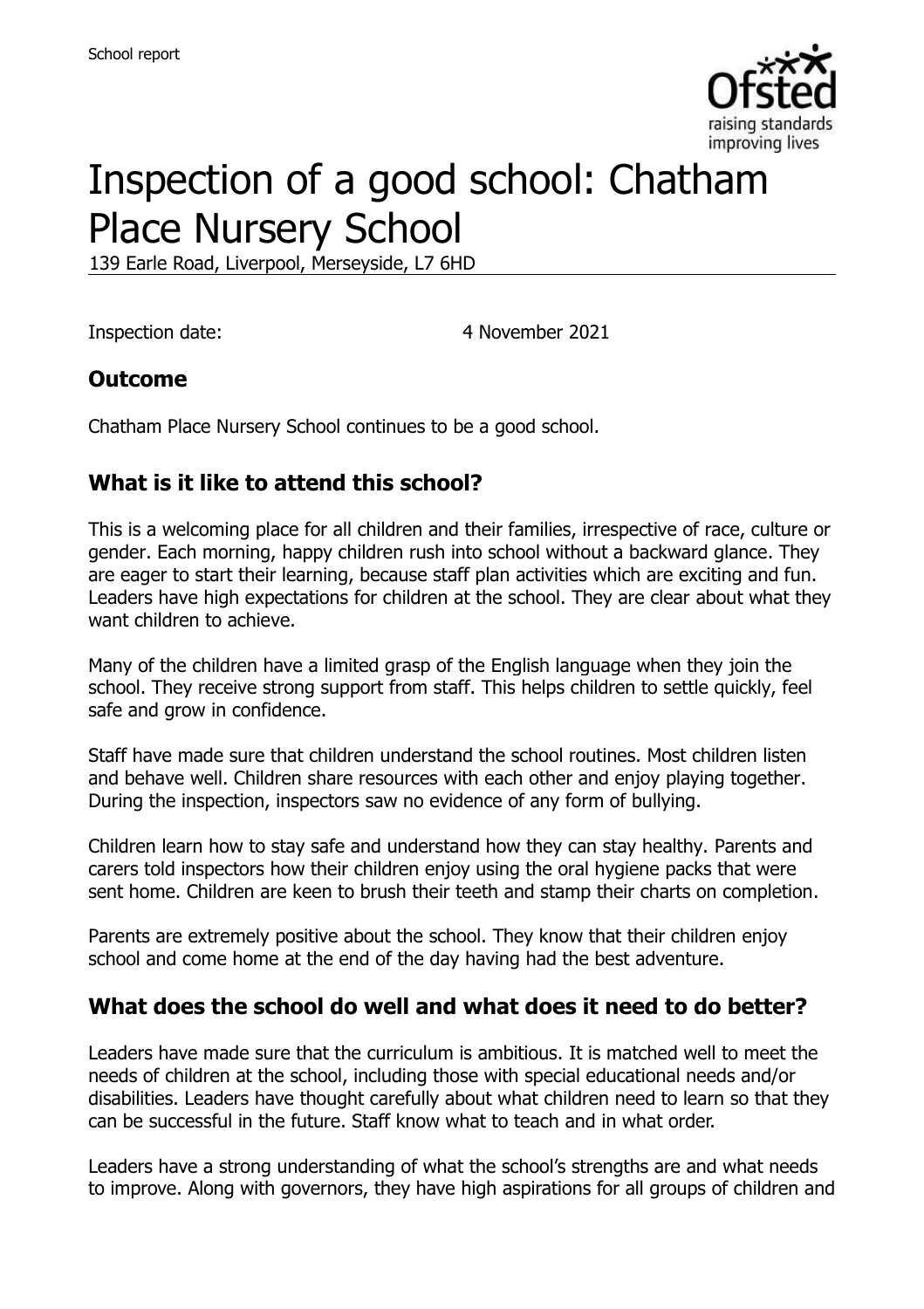School report

# Inspection of a good school: Chatham Place Nursery School

139 Earle Road, Liverpool, Merseyside, L7 6HD

Inspection date: 4 November 2021

## Outcome

Chatham Place Nursery School continues to be a good school.

## What is it like to attend this school?

This is a welcoming place for all children and their families, irrespective of race, culture or gender. Each morning, happy children rush into school without a backward glance. They are eager to start their learning, because staff plan activities which are exciting and fun. Leaders have high expectations for children at the school. They are clear about what they want children to achieve.

Many of the children have a limited grasp of the English language when they join the school. They receive strong support from staff. This helps children to settle quickly, feel safe and grow in confidence.

Staff have made sure that children understand the school routines. Most children listen and behave well. Children share resources with each other and enjoy playing together. During the inspection, inspectors saw no evidence of any form of bullying.

Children learn how to stay safe and understand how they can stay healthy. Parents and carers told inspectors how their children enjoy using the oral hygiene packs that were sent home. Children are keen to brush their teeth and stamp their charts on completion.

Parents are extremely positive about the school. They know that their children enjoy school and come home at the end of the day having had the best adventure.

## What does the school do well and what does it need to do better?

Leaders have made sure that the curriculum is ambitious. It is matched well to meet the needs of children at the school, including those with special educational needs and/or disabilities. Leaders have thought carefully about what children need to learn so that they can be successful in the future. Staff know what to teach and in what order.

Leaders have a strong understanding of what the school's strengths are and what needs to improve. Along with governors, they have high aspirations for all groups of children and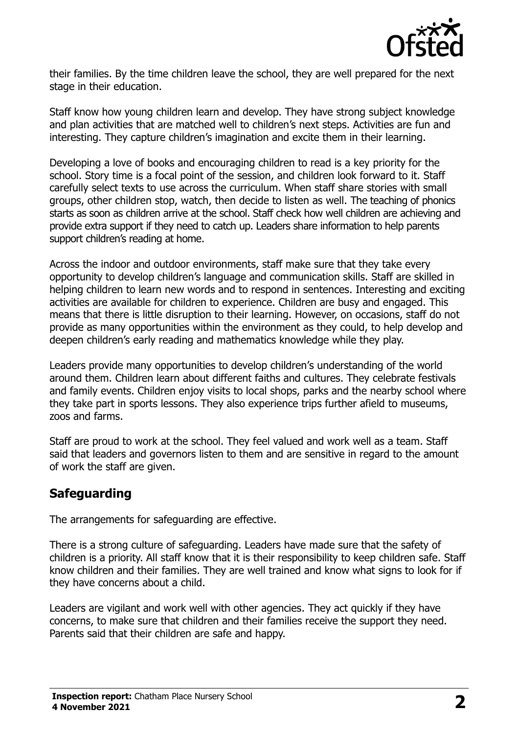their families. By the time children leave the school, they are well prepared for the next stage in their education.

Staff know how young children learn and develop. They have strong subject knowledge and plan activities that are matched well to children's next steps. Activities are fun and interesting. They capture children's imagination and excite them in their learning.

Developing a love of books and encouraging children to read is a key priority for the school. Story time is a focal point of the session, and children look forward to it. Staff carefully select texts to use across the curriculum. When staff share stories with small groups, other children stop, watch, then decide to listen as well. The teaching of phonics starts as soon as children arrive at the school. Staff check how well children are achieving and provide extra support if they need to catch up. Leaders share information to help parents support children's reading at home.

Across the indoor and outdoor environments, staff make sure that they take every opportunity to develop children's language and communication skills. Staff are skilled in helping children to learn new words and to respond in sentences. Interesting and exciting activities are available for children to experience. Children are busy and engaged. This means that there is little disruption to their learning. However, on occasions, staff do not provide as many opportunities within the environment as they could, to help develop and deepen children's early reading and mathematics knowledge while they play.

Leaders provide many opportunities to develop children's understanding of the world around them. Children learn about different faiths and cultures. They celebrate festivals and family events. Children enjoy visits to local shops, parks and the nearby school where they take part in sports lessons. They also experience trips further afield to museums, zoos and farms.

Staff are proud to work at the school. They feel valued and work well as a team. Staff said that leaders and governors listen to them and are sensitive in regard to the amount of work the staff are given.

## Safeguarding

The arrangements for safeguarding are effective.

There is a strong culture of safeguarding. Leaders have made sure that the safety of children is a priority. All staff know that it is their responsibility to keep children safe. Staff know children and their families. They are well trained and know what signs to look for if they have concerns about a child.

Leaders are vigilant and work well with other agencies. They act quickly if they have concerns, to make sure that children and their families receive the support they need. Parents said that their children are safe and happy.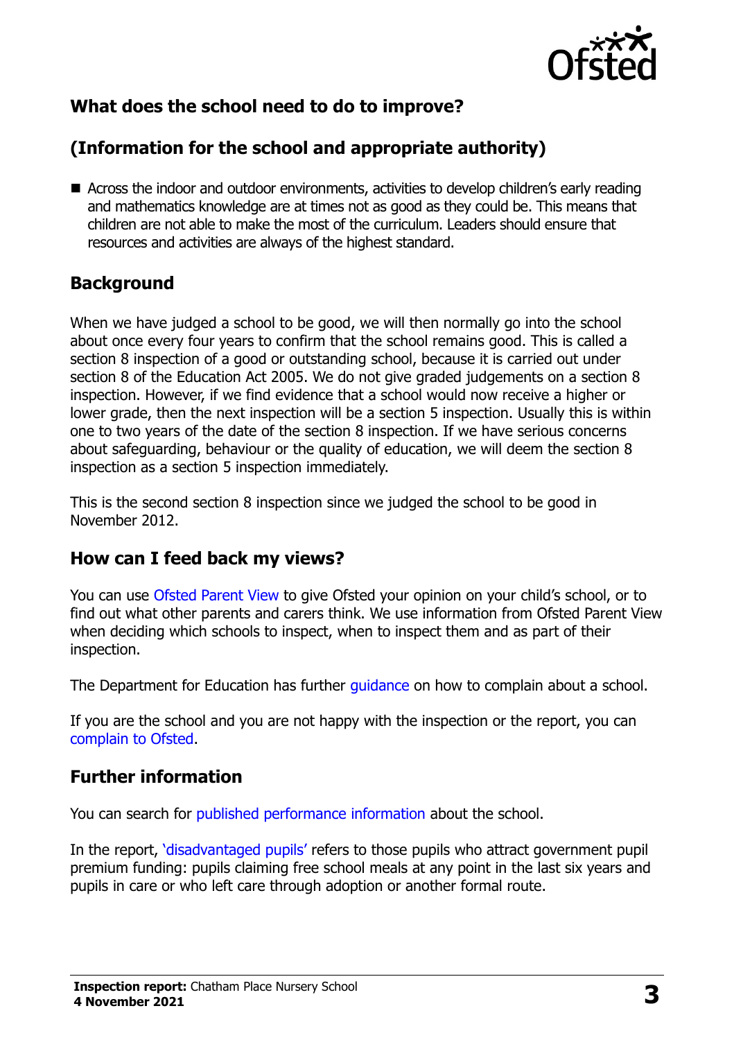## What does the school need to do to improve?

## (Information for the school and appropriate authority)

- Across the indoor and outdoor environments, activities to develop children's early reading and mathematics knowledge are at times not as good as they could be. This means that children are not able to make the most of the curriculum. Leaders should ensure that resources and activities are always of the highest standard.

## Background

When we have judged a school to be good, we will then normally go into the school about once every four years to confirm that the school remains good. This is called a section 8 inspection of a good or outstanding school, because it is carried out under section 8 of the Education Act 2005. We do not give graded judgements on a section 8 inspection. However, if we find evidence that a school would now receive a higher or lower grade, then the next inspection will be a section 5 inspection. Usually this is within one to two years of the date of the section 8 inspection. If we have serious concerns about safeguarding, behaviour or the quality of education, we will deem the section 8 inspection as a section 5 inspection immediately.

This is the second section 8 inspection since we judged the school to be good in November 2012.

## How can I feed back my views?

You can use Ofsted Parent View to give Ofsted your opinion on your child's school, or to find out what other parents and carers think. We use information from Ofsted Parent View when deciding which schools to inspect, when to inspect them and as part of their inspection.

The Department for Education has further guidance on how to complain about a school.

If you are the school and you are not happy with the inspection or the report, you can complain to Ofsted.

## Further information

You can search for published performance information about the school.

In the report, 'disadvantaged pupils' refers to those pupils who attract government pupil premium funding: pupils claiming free school meals at any point in the last six years and pupils in care or who left care through adoption or another formal route.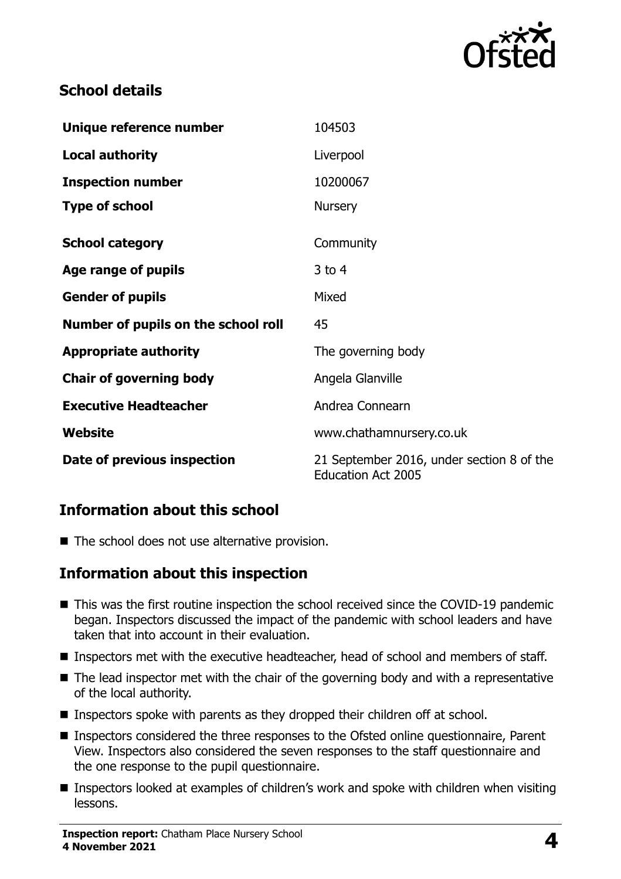## School details

| | |
|---|---|
| **Unique reference number** | 104503 |
| **Local authority** | Liverpool |
| **Inspection number** | 10200067 |
| **Type of school** | Nursery |
| **School category** | Community |
| **Age range of pupils** | 3 to 4 |
| **Gender of pupils** | Mixed |
| **Number of pupils on the school roll** | 45 |
| **Appropriate authority** | The governing body |
| **Chair of governing body** | Angela Glanville |
| **Executive Headteacher** | Andrea Connearn |
| **Website** | www.chathamnursery.co.uk |
| **Date of previous inspection** | 21 September 2016, under section 8 of the Education Act 2005 |

## Information about this school

- The school does not use alternative provision.

## Information about this inspection

- This was the first routine inspection the school received since the COVID-19 pandemic began. Inspectors discussed the impact of the pandemic with school leaders and have taken that into account in their evaluation.
- Inspectors met with the executive headteacher, head of school and members of staff.
- The lead inspector met with the chair of the governing body and with a representative of the local authority.
- Inspectors spoke with parents as they dropped their children off at school.
- Inspectors considered the three responses to the Ofsted online questionnaire, Parent View. Inspectors also considered the seven responses to the staff questionnaire and the one response to the pupil questionnaire.
- Inspectors looked at examples of children's work and spoke with children when visiting lessons.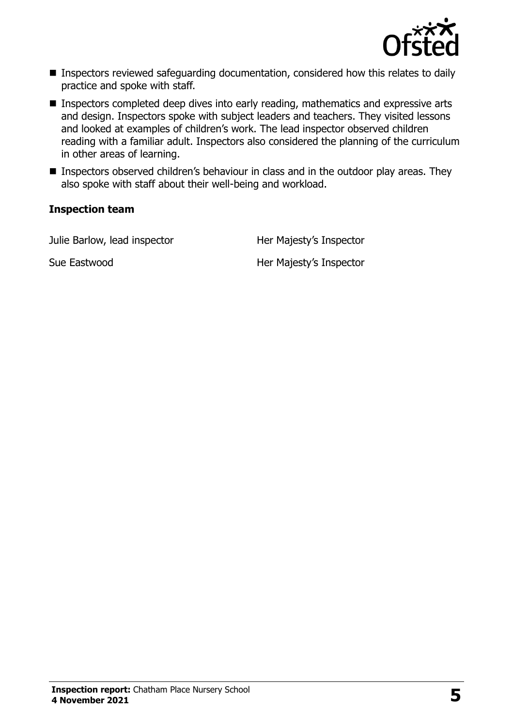- Inspectors reviewed safeguarding documentation, considered how this relates to daily practice and spoke with staff.
- Inspectors completed deep dives into early reading, mathematics and expressive arts and design. Inspectors spoke with subject leaders and teachers. They visited lessons and looked at examples of children's work. The lead inspector observed children reading with a familiar adult. Inspectors also considered the planning of the curriculum in other areas of learning.
- Inspectors observed children's behaviour in class and in the outdoor play areas. They also spoke with staff about their well-being and workload.

### Inspection team

| | |
|---|---|
| Julie Barlow, lead inspector | Her Majesty's Inspector |
| Sue Eastwood | Her Majesty's Inspector |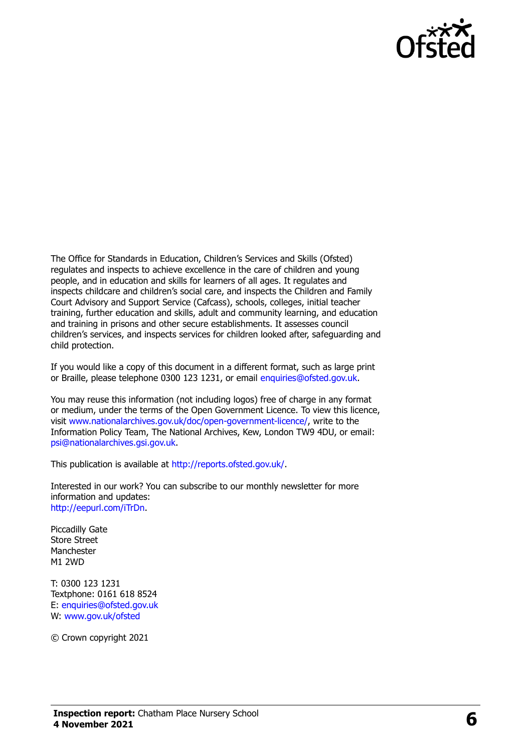The Office for Standards in Education, Children's Services and Skills (Ofsted) regulates and inspects to achieve excellence in the care of children and young people, and in education and skills for learners of all ages. It regulates and inspects childcare and children's social care, and inspects the Children and Family Court Advisory and Support Service (Cafcass), schools, colleges, initial teacher training, further education and skills, adult and community learning, and education and training in prisons and other secure establishments. It assesses council children's services, and inspects services for children looked after, safeguarding and child protection.

If you would like a copy of this document in a different format, such as large print or Braille, please telephone 0300 123 1231, or email enquiries@ofsted.gov.uk.

You may reuse this information (not including logos) free of charge in any format or medium, under the terms of the Open Government Licence. To view this licence, visit www.nationalarchives.gov.uk/doc/open-government-licence/, write to the Information Policy Team, The National Archives, Kew, London TW9 4DU, or email: psi@nationalarchives.gsi.gov.uk.

This publication is available at http://reports.ofsted.gov.uk/.

Interested in our work? You can subscribe to our monthly newsletter for more information and updates:
http://eepurl.com/iTrDn.

Piccadilly Gate
Store Street
Manchester
M1 2WD

T: 0300 123 1231
Textphone: 0161 618 8524
E: enquiries@ofsted.gov.uk
W: www.gov.uk/ofsted

© Crown copyright 2021